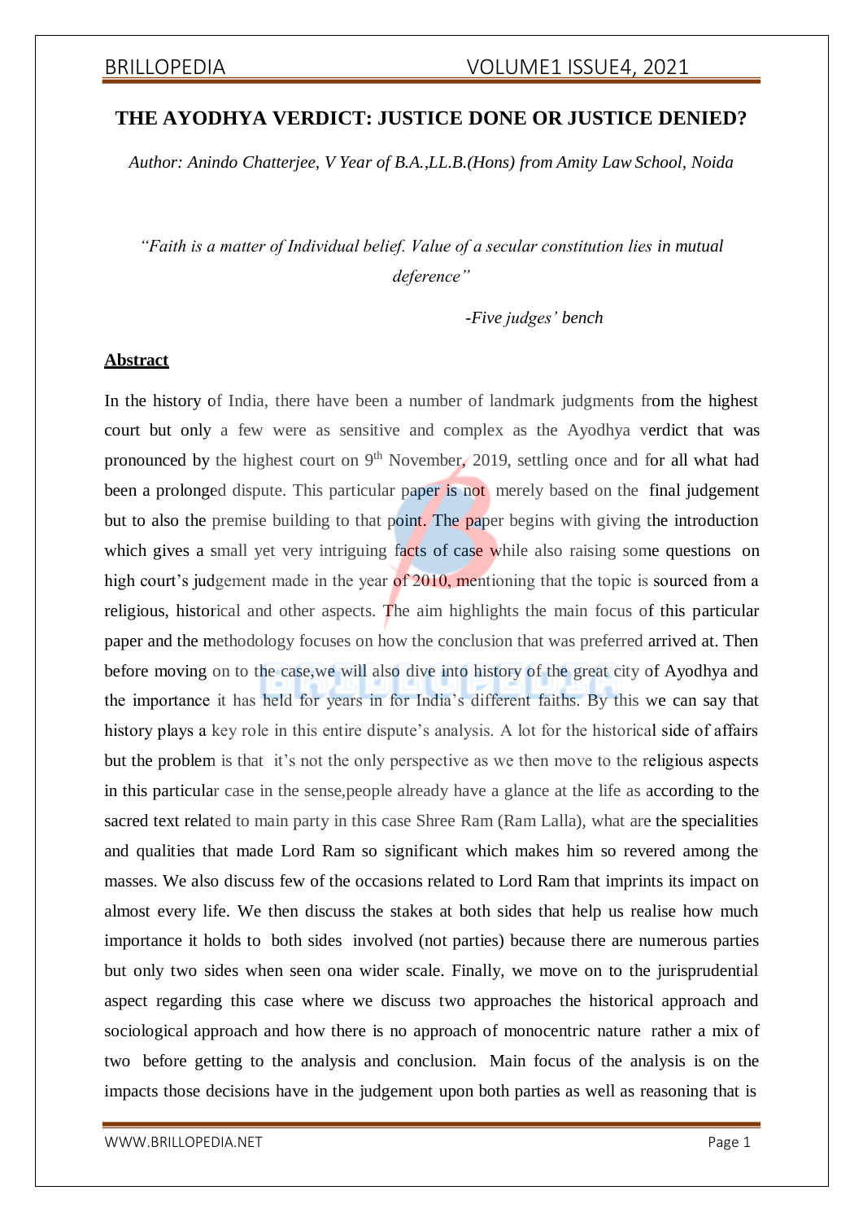# THE AYODHYA VERDICT: JUSTICE DONE OR JUSTICE DENIED?

*Author: Anindo Chatterjee, V Year of B.A.,LL.B.(Hons) from Amity Law School, Noida*

*"Faith is a matter of Individual belief. Value of a secular constitution lies in mutual deference"*

*-Five judges' bench*

## Abstract

In the history of India, there have been a number of landmark judgments from the highest court but only a few were as sensitive and complex as the Ayodhya verdict that was pronounced by the highest court on 9th November, 2019, settling once and for all what had been a prolonged dispute. This particular paper is not merely based on the final judgement but to also the premise building to that point. The paper begins with giving the introduction which gives a small yet very intriguing facts of case while also raising some questions on high court's judgement made in the year of 2010, mentioning that the topic is sourced from a religious, historical and other aspects. The aim highlights the main focus of this particular paper and the methodology focuses on how the conclusion that was preferred arrived at. Then before moving on to the case,we will also dive into history of the great city of Ayodhya and the importance it has held for years in for India's different faiths. By this we can say that history plays a key role in this entire dispute's analysis. A lot for the historical side of affairs but the problem is that it's not the only perspective as we then move to the religious aspects in this particular case in the sense,people already have a glance at the life as according to the sacred text related to main party in this case Shree Ram (Ram Lalla), what are the specialities and qualities that made Lord Ram so significant which makes him so revered among the masses. We also discuss few of the occasions related to Lord Ram that imprints its impact on almost every life. We then discuss the stakes at both sides that help us realise how much importance it holds to both sides involved (not parties) because there are numerous parties but only two sides when seen ona wider scale. Finally, we move on to the jurisprudential aspect regarding this case where we discuss two approaches the historical approach and sociological approach and how there is no approach of monocentric nature rather a mix of two before getting to the analysis and conclusion. Main focus of the analysis is on the impacts those decisions have in the judgement upon both parties as well as reasoning that is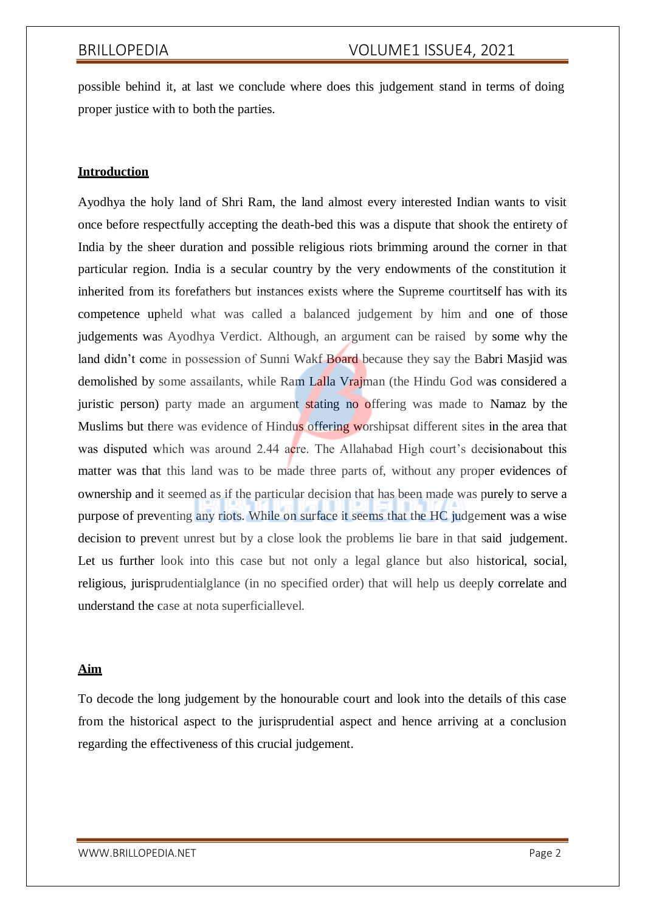possible behind it, at last we conclude where does this judgement stand in terms of doing proper justice with to both the parties.

## Introduction

Ayodhya the holy land of Shri Ram, the land almost every interested Indian wants to visit once before respectfully accepting the death-bed this was a dispute that shook the entirety of India by the sheer duration and possible religious riots brimming around the corner in that particular region. India is a secular country by the very endowments of the constitution it inherited from its forefathers but instances exists where the Supreme courtitself has with its competence upheld what was called a balanced judgement by him and one of those judgements was Ayodhya Verdict. Although, an argument can be raised by some why the land didn't come in possession of Sunni Wakf Board because they say the Babri Masjid was demolished by some assailants, while Ram Lalla Vrajman (the Hindu God was considered a juristic person) party made an argument stating no offering was made to Namaz by the Muslims but there was evidence of Hindus offering worshipsat different sites in the area that was disputed which was around 2.44 acre. The Allahabad High court's decisionabout this matter was that this land was to be made three parts of, without any proper evidences of ownership and it seemed as if the particular decision that has been made was purely to serve a purpose of preventing any riots. While on surface it seems that the HC judgement was a wise decision to prevent unrest but by a close look the problems lie bare in that said judgement. Let us further look into this case but not only a legal glance but also historical, social, religious, jurisprudentialglance (in no specified order) that will help us deeply correlate and understand the case at nota superficiallevel.

## Aim

To decode the long judgement by the honourable court and look into the details of this case from the historical aspect to the jurisprudential aspect and hence arriving at a conclusion regarding the effectiveness of this crucial judgement.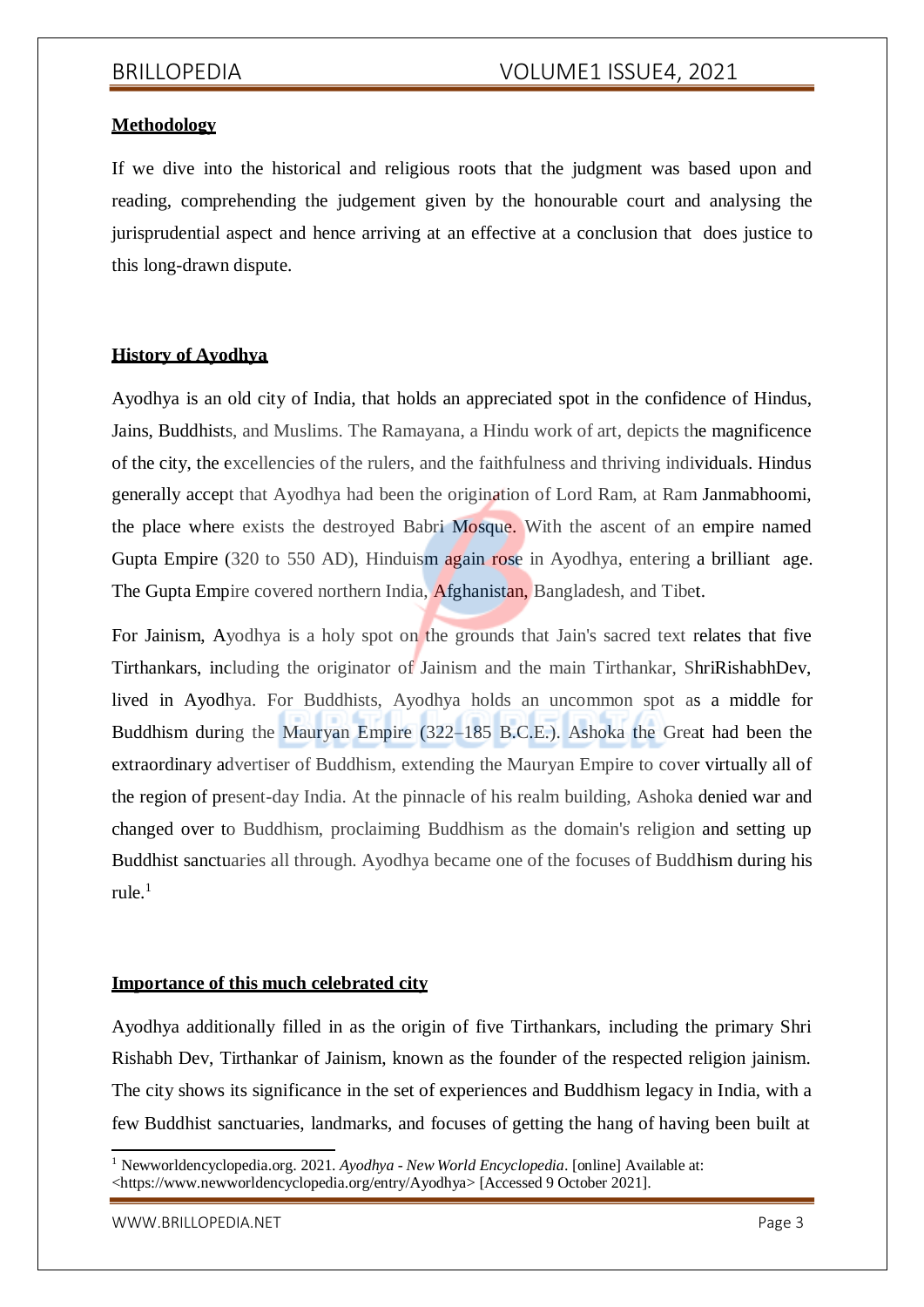**Methodology**

If we dive into the historical and religious roots that the judgment was based upon and reading, comprehending the judgement given by the honourable court and analysing the jurisprudential aspect and hence arriving at an effective at a conclusion that does justice to this long-drawn dispute.

**History of Ayodhya**

Ayodhya is an old city of India, that holds an appreciated spot in the confidence of Hindus, Jains, Buddhists, and Muslims. The Ramayana, a Hindu work of art, depicts the magnificence of the city, the excellencies of the rulers, and the faithfulness and thriving individuals. Hindus generally accept that Ayodhya had been the origination of Lord Ram, at Ram Janmabhoomi, the place where exists the destroyed Babri Mosque. With the ascent of an empire named Gupta Empire (320 to 550 AD), Hinduism again rose in Ayodhya, entering a brilliant age. The Gupta Empire covered northern India, Afghanistan, Bangladesh, and Tibet.

For Jainism, Ayodhya is a holy spot on the grounds that Jain's sacred text relates that five Tirthankars, including the originator of Jainism and the main Tirthankar, ShriRishabhDev, lived in Ayodhya. For Buddhists, Ayodhya holds an uncommon spot as a middle for Buddhism during the Mauryan Empire (322–185 B.C.E.). Ashoka the Great had been the extraordinary advertiser of Buddhism, extending the Mauryan Empire to cover virtually all of the region of present-day India. At the pinnacle of his realm building, Ashoka denied war and changed over to Buddhism, proclaiming Buddhism as the domain's religion and setting up Buddhist sanctuaries all through. Ayodhya became one of the focuses of Buddhism during his rule.[1]

**Importance of this much celebrated city**

Ayodhya additionally filled in as the origin of five Tirthankars, including the primary Shri Rishabh Dev, Tirthankar of Jainism, known as the founder of the respected religion jainism. The city shows its significance in the set of experiences and Buddhism legacy in India, with a few Buddhist sanctuaries, landmarks, and focuses of getting the hang of having been built at

[1] Newworldencyclopedia.org. 2021. *Ayodhya - New World Encyclopedia*. [online] Available at: <https://www.newworldencyclopedia.org/entry/Ayodhya> [Accessed 9 October 2021].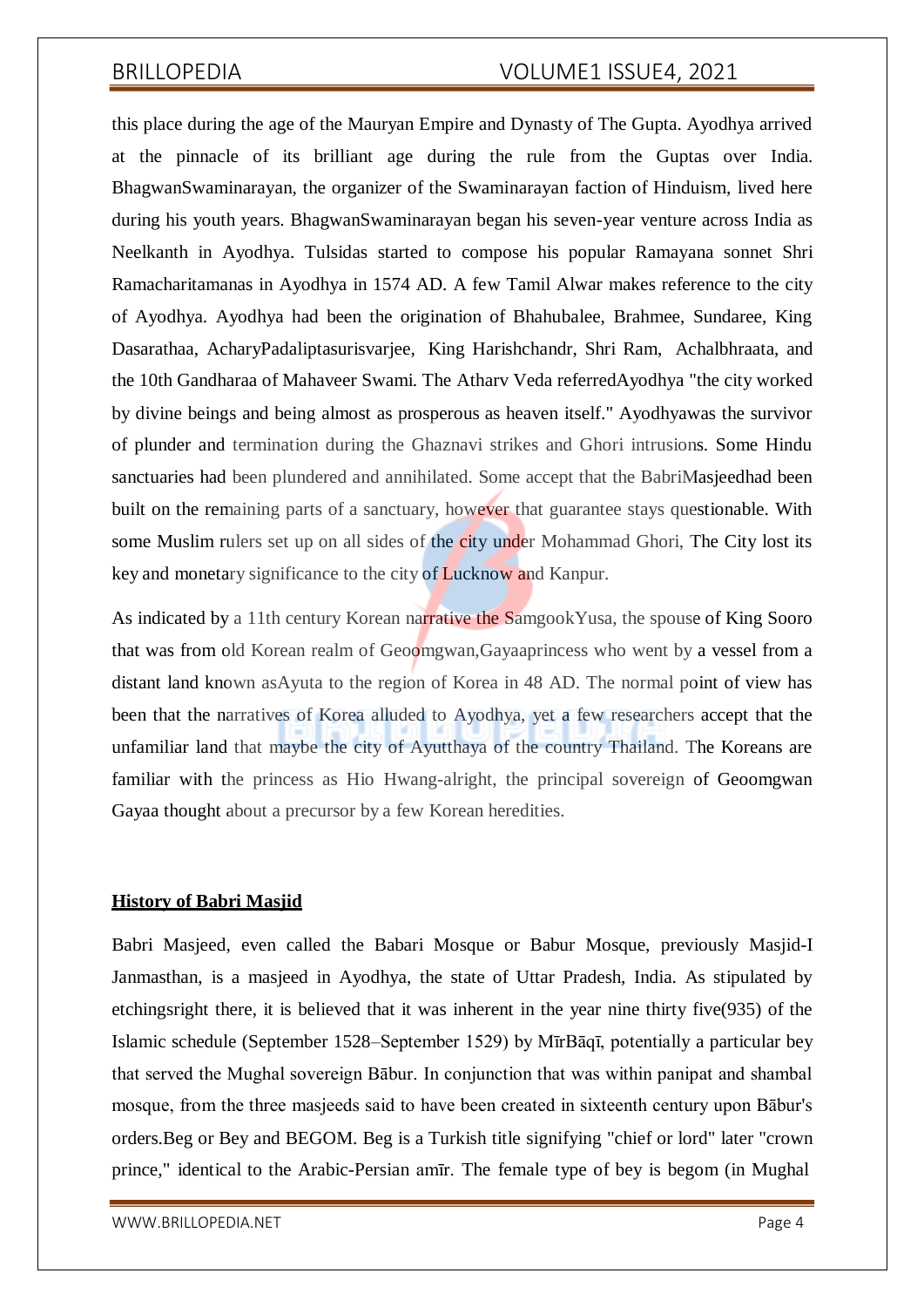this place during the age of the Mauryan Empire and Dynasty of The Gupta. Ayodhya arrived at the pinnacle of its brilliant age during the rule from the Guptas over India. BhagwanSwaminarayan, the organizer of the Swaminarayan faction of Hinduism, lived here during his youth years. BhagwanSwaminarayan began his seven-year venture across India as Neelkanth in Ayodhya. Tulsidas started to compose his popular Ramayana sonnet Shri Ramacharitamanas in Ayodhya in 1574 AD. A few Tamil Alwar makes reference to the city of Ayodhya. Ayodhya had been the origination of Bhahubalee, Brahmee, Sundaree, King Dasarathaa, AcharyPadaliptasurisvarjee, King Harishchandr, Shri Ram, Achalbhraata, and the 10th Gandharaa of Mahaveer Swami. The Atharv Veda referredAyodhya "the city worked by divine beings and being almost as prosperous as heaven itself." Ayodhyawas the survivor of plunder and termination during the Ghaznavi strikes and Ghori intrusions. Some Hindu sanctuaries had been plundered and annihilated. Some accept that the BabriMasjeedhad been built on the remaining parts of a sanctuary, however that guarantee stays questionable. With some Muslim rulers set up on all sides of the city under Mohammad Ghori, The City lost its key and monetary significance to the city of Lucknow and Kanpur.

As indicated by a 11th century Korean narrative the SamgookYusa, the spouse of King Sooro that was from old Korean realm of Geoomgwan,Gayaaprincess who went by a vessel from a distant land known asAyuta to the region of Korea in 48 AD. The normal point of view has been that the narratives of Korea alluded to Ayodhya, yet a few researchers accept that the unfamiliar land that maybe the city of Ayutthaya of the country Thailand. The Koreans are familiar with the princess as Hio Hwang-alright, the principal sovereign of Geoomgwan Gayaa thought about a precursor by a few Korean heredities.

**History of Babri Masjid**

Babri Masjeed, even called the Babari Mosque or Babur Mosque, previously Masjid-I Janmasthan, is a masjeed in Ayodhya, the state of Uttar Pradesh, India. As stipulated by etchingsright there, it is believed that it was inherent in the year nine thirty five(935) of the Islamic schedule (September 1528–September 1529) by MīrBāqī, potentially a particular bey that served the Mughal sovereign Bābur. In conjunction that was within panipat and shambal mosque, from the three masjeeds said to have been created in sixteenth century upon Bābur's orders.Beg or Bey and BEGOM. Beg is a Turkish title signifying "chief or lord" later "crown prince," identical to the Arabic-Persian amīr. The female type of bey is begom (in Mughal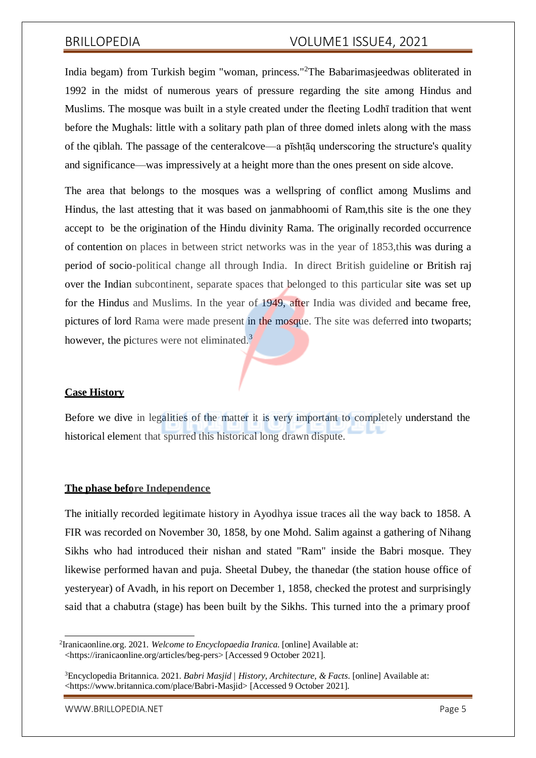India begam) from Turkish begim "woman, princess."[2]The Babarimasjeedwas obliterated in 1992 in the midst of numerous years of pressure regarding the site among Hindus and Muslims. The mosque was built in a style created under the fleeting Lodhī tradition that went before the Mughals: little with a solitary path plan of three domed inlets along with the mass of the qiblah. The passage of the centeralcove—a pīshṭāq underscoring the structure's quality and significance—was impressively at a height more than the ones present on side alcove.

The area that belongs to the mosques was a wellspring of conflict among Muslims and Hindus, the last attesting that it was based on janmabhoomi of Ram,this site is the one they accept to be the origination of the Hindu divinity Rama. The originally recorded occurrence of contention on places in between strict networks was in the year of 1853,this was during a period of socio-political change all through India. In direct British guideline or British raj over the Indian subcontinent, separate spaces that belonged to this particular site was set up for the Hindus and Muslims. In the year of 1949, after India was divided and became free, pictures of lord Rama were made present in the mosque. The site was deferred into twoparts; however, the pictures were not eliminated.[3]

**Case History**

Before we dive in legalities of the matter it is very important to completely understand the historical element that spurred this historical long drawn dispute.

**The phase before Independence**

The initially recorded legitimate history in Ayodhya issue traces all the way back to 1858. A FIR was recorded on November 30, 1858, by one Mohd. Salim against a gathering of Nihang Sikhs who had introduced their nishan and stated "Ram" inside the Babri mosque. They likewise performed havan and puja. Sheetal Dubey, the thanedar (the station house office of yesteryear) of Avadh, in his report on December 1, 1858, checked the protest and surprisingly said that a chabutra (stage) has been built by the Sikhs. This turned into the a primary proof

[2]Iranicaonline.org. 2021. *Welcome to Encyclopaedia Iranica*. [online] Available at: <https://iranicaonline.org/articles/beg-pers> [Accessed 9 October 2021].

[3]Encyclopedia Britannica. 2021. *Babri Masjid | History, Architecture, & Facts*. [online] Available at: <https://www.britannica.com/place/Babri-Masjid> [Accessed 9 October 2021].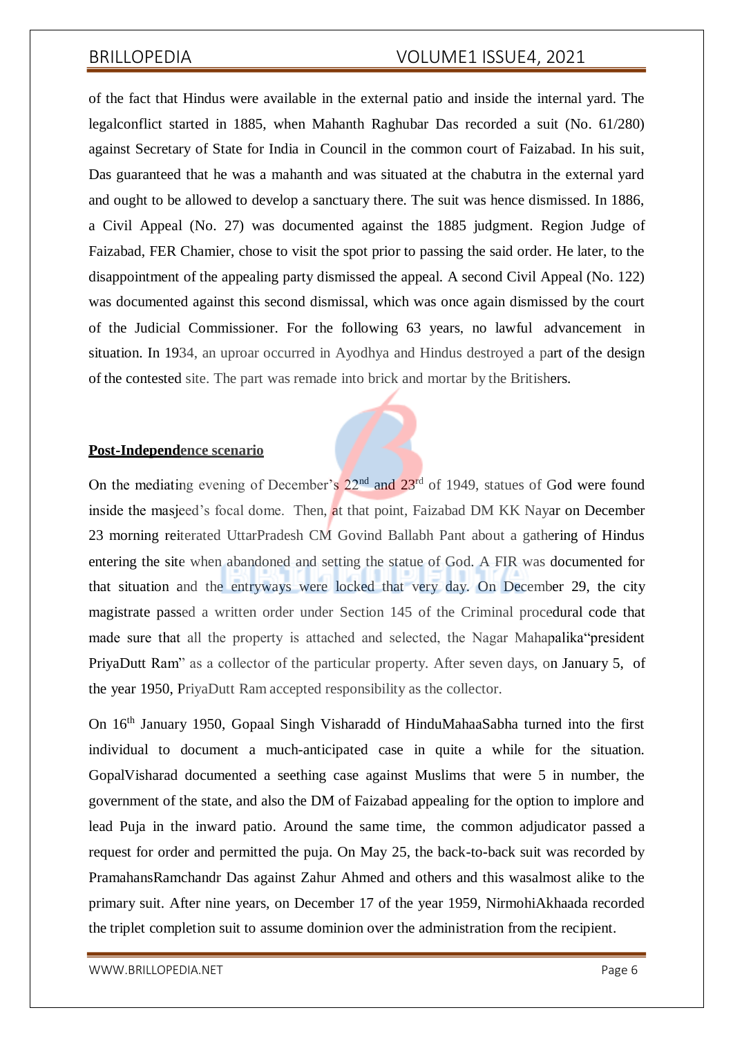of the fact that Hindus were available in the external patio and inside the internal yard. The legalconflict started in 1885, when Mahanth Raghubar Das recorded a suit (No. 61/280) against Secretary of State for India in Council in the common court of Faizabad. In his suit, Das guaranteed that he was a mahanth and was situated at the chabutra in the external yard and ought to be allowed to develop a sanctuary there. The suit was hence dismissed. In 1886, a Civil Appeal (No. 27) was documented against the 1885 judgment. Region Judge of Faizabad, FER Chamier, chose to visit the spot prior to passing the said order. He later, to the disappointment of the appealing party dismissed the appeal. A second Civil Appeal (No. 122) was documented against this second dismissal, which was once again dismissed by the court of the Judicial Commissioner. For the following 63 years, no lawful advancement in situation. In 1934, an uproar occurred in Ayodhya and Hindus destroyed a part of the design of the contested site. The part was remade into brick and mortar by the Britishers.

**Post-Independence scenario**

On the mediating evening of December's 22nd and 23rd of 1949, statues of God were found inside the masjeed's focal dome. Then, at that point, Faizabad DM KK Nayar on December 23 morning reiterated UttarPradesh CM Govind Ballabh Pant about a gathering of Hindus entering the site when abandoned and setting the statue of God. A FIR was documented for that situation and the entryways were locked that very day. On December 29, the city magistrate passed a written order under Section 145 of the Criminal procedural code that made sure that all the property is attached and selected, the Nagar Mahapalika"president PriyaDutt Ram" as a collector of the particular property. After seven days, on January 5, of the year 1950, PriyaDutt Ram accepted responsibility as the collector.

On 16th January 1950, Gopaal Singh Visharadd of HinduMahaaSabha turned into the first individual to document a much-anticipated case in quite a while for the situation. GopalVisharad documented a seething case against Muslims that were 5 in number, the government of the state, and also the DM of Faizabad appealing for the option to implore and lead Puja in the inward patio. Around the same time, the common adjudicator passed a request for order and permitted the puja. On May 25, the back-to-back suit was recorded by PramahansRamchandr Das against Zahur Ahmed and others and this wasalmost alike to the primary suit. After nine years, on December 17 of the year 1959, NirmohiAkhaada recorded the triplet completion suit to assume dominion over the administration from the recipient.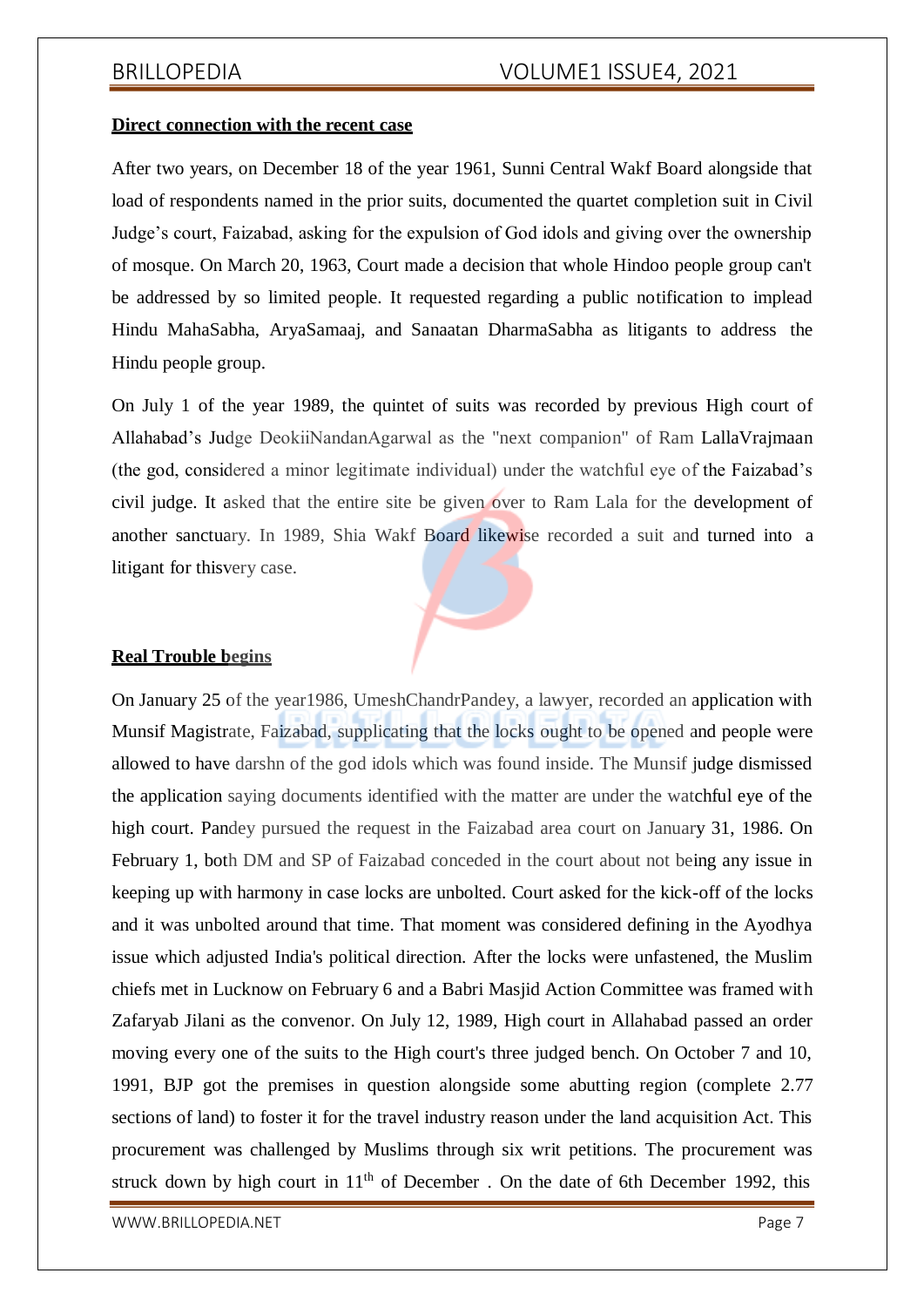**Direct connection with the recent case**

After two years, on December 18 of the year 1961, Sunni Central Wakf Board alongside that load of respondents named in the prior suits, documented the quartet completion suit in Civil Judge's court, Faizabad, asking for the expulsion of God idols and giving over the ownership of mosque. On March 20, 1963, Court made a decision that whole Hindoo people group can't be addressed by so limited people. It requested regarding a public notification to implead Hindu MahaSabha, AryaSamaaj, and Sanaatan DharmaSabha as litigants to address the Hindu people group.

On July 1 of the year 1989, the quintet of suits was recorded by previous High court of Allahabad's Judge DeokiiNandanAgarwal as the "next companion" of Ram LallaVrajmaan (the god, considered a minor legitimate individual) under the watchful eye of the Faizabad's civil judge. It asked that the entire site be given over to Ram Lala for the development of another sanctuary. In 1989, Shia Wakf Board likewise recorded a suit and turned into a litigant for thisvery case.

**Real Trouble begins**

On January 25 of the year1986, UmeshChandrPandey, a lawyer, recorded an application with Munsif Magistrate, Faizabad, supplicating that the locks ought to be opened and people were allowed to have darshn of the god idols which was found inside. The Munsif judge dismissed the application saying documents identified with the matter are under the watchful eye of the high court. Pandey pursued the request in the Faizabad area court on January 31, 1986. On February 1, both DM and SP of Faizabad conceded in the court about not being any issue in keeping up with harmony in case locks are unbolted. Court asked for the kick-off of the locks and it was unbolted around that time. That moment was considered defining in the Ayodhya issue which adjusted India's political direction. After the locks were unfastened, the Muslim chiefs met in Lucknow on February 6 and a Babri Masjid Action Committee was framed with Zafaryab Jilani as the convenor. On July 12, 1989, High court in Allahabad passed an order moving every one of the suits to the High court's three judged bench. On October 7 and 10, 1991, BJP got the premises in question alongside some abutting region (complete 2.77 sections of land) to foster it for the travel industry reason under the land acquisition Act. This procurement was challenged by Muslims through six writ petitions. The procurement was struck down by high court in 11th of December . On the date of 6th December 1992, this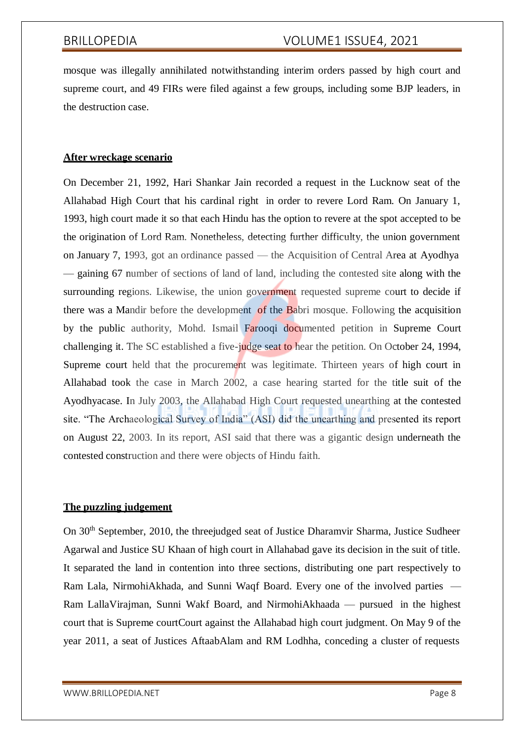mosque was illegally annihilated notwithstanding interim orders passed by high court and supreme court, and 49 FIRs were filed against a few groups, including some BJP leaders, in the destruction case.

## After wreckage scenario

On December 21, 1992, Hari Shankar Jain recorded a request in the Lucknow seat of the Allahabad High Court that his cardinal right in order to revere Lord Ram. On January 1, 1993, high court made it so that each Hindu has the option to revere at the spot accepted to be the origination of Lord Ram. Nonetheless, detecting further difficulty, the union government on January 7, 1993, got an ordinance passed — the Acquisition of Central Area at Ayodhya — gaining 67 number of sections of land of land, including the contested site along with the surrounding regions. Likewise, the union government requested supreme court to decide if there was a Mandir before the development of the Babri mosque. Following the acquisition by the public authority, Mohd. Ismail Farooqi documented petition in Supreme Court challenging it. The SC established a five-judge seat to hear the petition. On October 24, 1994, Supreme court held that the procurement was legitimate. Thirteen years of high court in Allahabad took the case in March 2002, a case hearing started for the title suit of the Ayodhyacase. In July 2003, the Allahabad High Court requested unearthing at the contested site. "The Archaeological Survey of India" (ASI) did the unearthing and presented its report on August 22, 2003. In its report, ASI said that there was a gigantic design underneath the contested construction and there were objects of Hindu faith.

## The puzzling judgement

On 30th September, 2010, the threejudged seat of Justice Dharamvir Sharma, Justice Sudheer Agarwal and Justice SU Khaan of high court in Allahabad gave its decision in the suit of title. It separated the land in contention into three sections, distributing one part respectively to Ram Lala, NirmohiAkhada, and Sunni Waqf Board. Every one of the involved parties — Ram LallaVirajman, Sunni Wakf Board, and NirmohiAkhaada — pursued in the highest court that is Supreme courtCourt against the Allahabad high court judgment. On May 9 of the year 2011, a seat of Justices AftaabAlam and RM Lodhha, conceding a cluster of requests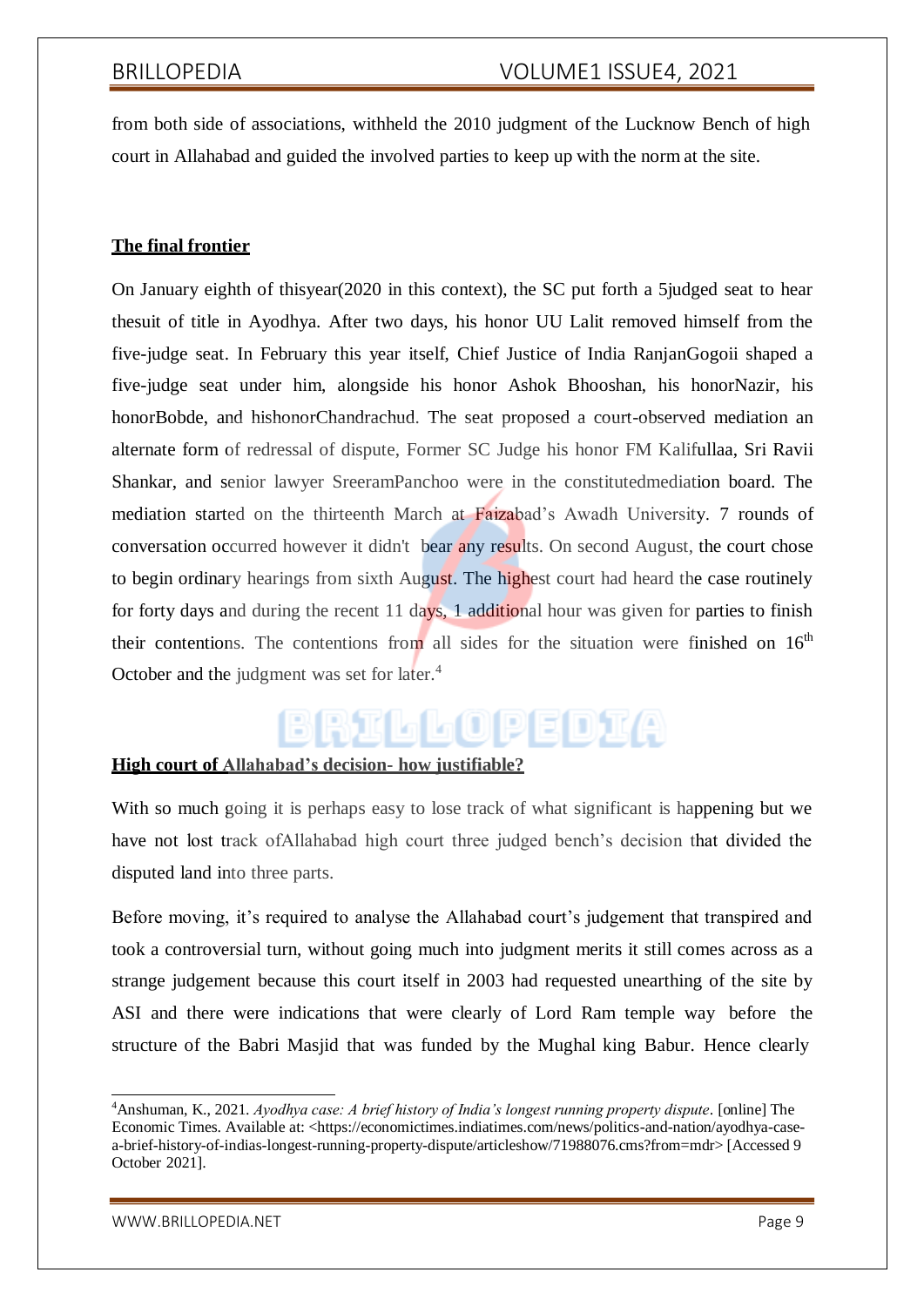from both side of associations, withheld the 2010 judgment of the Lucknow Bench of high court in Allahabad and guided the involved parties to keep up with the norm at the site.

**The final frontier**

On January eighth of thisyear(2020 in this context), the SC put forth a 5judged seat to hear thesuit of title in Ayodhya. After two days, his honor UU Lalit removed himself from the five-judge seat. In February this year itself, Chief Justice of India RanjanGogoii shaped a five-judge seat under him, alongside his honor Ashok Bhooshan, his honorNazir, his honorBobde, and hishonorChandrachud. The seat proposed a court-observed mediation an alternate form of redressal of dispute, Former SC Judge his honor FM Kalifullaa, Sri Ravii Shankar, and senior lawyer SreeramPanchoo were in the constitutedmediation board. The mediation started on the thirteenth March at Faizabad's Awadh University. 7 rounds of conversation occurred however it didn't bear any results. On second August, the court chose to begin ordinary hearings from sixth August. The highest court had heard the case routinely for forty days and during the recent 11 days, 1 additional hour was given for parties to finish their contentions. The contentions from all sides for the situation were finished on 16th October and the judgment was set for later.[4]

**High court of Allahabad's decision- how justifiable?**

With so much going it is perhaps easy to lose track of what significant is happening but we have not lost track ofAllahabad high court three judged bench's decision that divided the disputed land into three parts.

Before moving, it's required to analyse the Allahabad court's judgement that transpired and took a controversial turn, without going much into judgment merits it still comes across as a strange judgement because this court itself in 2003 had requested unearthing of the site by ASI and there were indications that were clearly of Lord Ram temple way before the structure of the Babri Masjid that was funded by the Mughal king Babur. Hence clearly

[4]Anshuman, K., 2021. *Ayodhya case: A brief history of India's longest running property dispute*. [online] The Economic Times. Available at: <https://economictimes.indiatimes.com/news/politics-and-nation/ayodhya-case-a-brief-history-of-indias-longest-running-property-dispute/articleshow/71988076.cms?from=mdr> [Accessed 9 October 2021].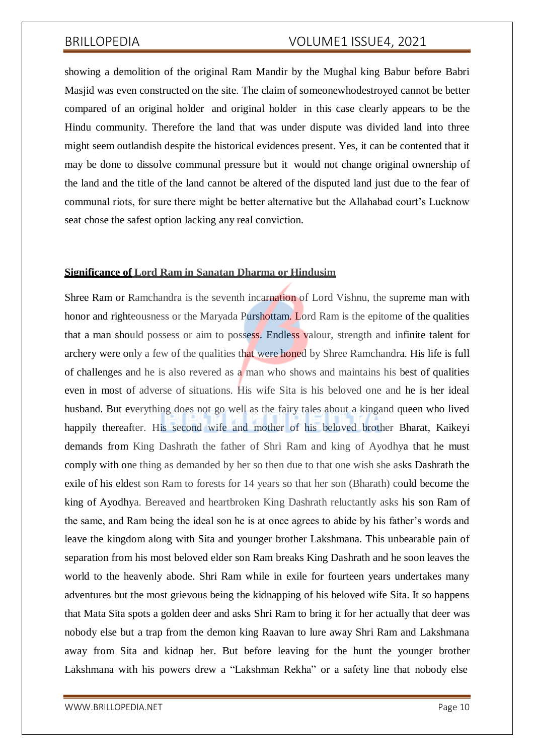showing a demolition of the original Ram Mandir by the Mughal king Babur before Babri Masjid was even constructed on the site. The claim of someonewhodestroyed cannot be better compared of an original holder and original holder in this case clearly appears to be the Hindu community. Therefore the land that was under dispute was divided land into three might seem outlandish despite the historical evidences present. Yes, it can be contented that it may be done to dissolve communal pressure but it would not change original ownership of the land and the title of the land cannot be altered of the disputed land just due to the fear of communal riots, for sure there might be better alternative but the Allahabad court's Lucknow seat chose the safest option lacking any real conviction.

## **Significance of Lord Ram in Sanatan Dharma or Hindusim**

Shree Ram or Ramchandra is the seventh incarnation of Lord Vishnu, the supreme man with honor and righteousness or the Maryada Purshottam. Lord Ram is the epitome of the qualities that a man should possess or aim to possess. Endless valour, strength and infinite talent for archery were only a few of the qualities that were honed by Shree Ramchandra. His life is full of challenges and he is also revered as a man who shows and maintains his best of qualities even in most of adverse of situations. His wife Sita is his beloved one and he is her ideal husband. But everything does not go well as the fairy tales about a kingand queen who lived happily thereafter. His second wife and mother of his beloved brother Bharat, Kaikeyi demands from King Dashrath the father of Shri Ram and king of Ayodhya that he must comply with one thing as demanded by her so then due to that one wish she asks Dashrath the exile of his eldest son Ram to forests for 14 years so that her son (Bharath) could become the king of Ayodhya. Bereaved and heartbroken King Dashrath reluctantly asks his son Ram of the same, and Ram being the ideal son he is at once agrees to abide by his father's words and leave the kingdom along with Sita and younger brother Lakshmana. This unbearable pain of separation from his most beloved elder son Ram breaks King Dashrath and he soon leaves the world to the heavenly abode. Shri Ram while in exile for fourteen years undertakes many adventures but the most grievous being the kidnapping of his beloved wife Sita. It so happens that Mata Sita spots a golden deer and asks Shri Ram to bring it for her actually that deer was nobody else but a trap from the demon king Raavan to lure away Shri Ram and Lakshmana away from Sita and kidnap her. But before leaving for the hunt the younger brother Lakshmana with his powers drew a "Lakshman Rekha" or a safety line that nobody else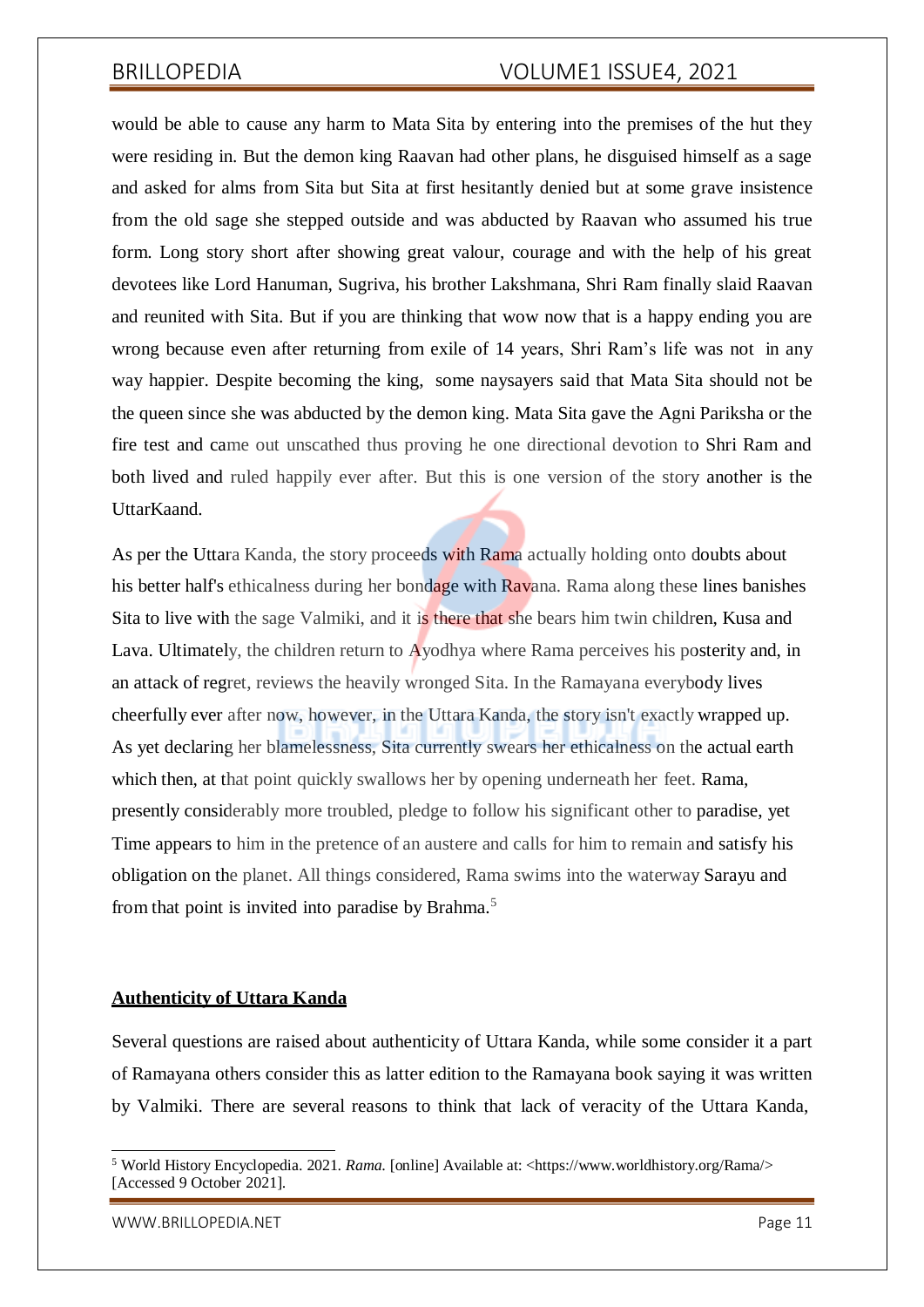would be able to cause any harm to Mata Sita by entering into the premises of the hut they were residing in. But the demon king Raavan had other plans, he disguised himself as a sage and asked for alms from Sita but Sita at first hesitantly denied but at some grave insistence from the old sage she stepped outside and was abducted by Raavan who assumed his true form. Long story short after showing great valour, courage and with the help of his great devotees like Lord Hanuman, Sugriva, his brother Lakshmana, Shri Ram finally slaid Raavan and reunited with Sita. But if you are thinking that wow now that is a happy ending you are wrong because even after returning from exile of 14 years, Shri Ram's life was not in any way happier. Despite becoming the king, some naysayers said that Mata Sita should not be the queen since she was abducted by the demon king. Mata Sita gave the Agni Pariksha or the fire test and came out unscathed thus proving he one directional devotion to Shri Ram and both lived and ruled happily ever after. But this is one version of the story another is the UttarKaand.

As per the Uttara Kanda, the story proceeds with Rama actually holding onto doubts about his better half's ethicalness during her bondage with Ravana. Rama along these lines banishes Sita to live with the sage Valmiki, and it is there that she bears him twin children, Kusa and Lava. Ultimately, the children return to Ayodhya where Rama perceives his posterity and, in an attack of regret, reviews the heavily wronged Sita. In the Ramayana everybody lives cheerfully ever after now, however, in the Uttara Kanda, the story isn't exactly wrapped up. As yet declaring her blamelessness, Sita currently swears her ethicalness on the actual earth which then, at that point quickly swallows her by opening underneath her feet. Rama, presently considerably more troubled, pledge to follow his significant other to paradise, yet Time appears to him in the pretence of an austere and calls for him to remain and satisfy his obligation on the planet. All things considered, Rama swims into the waterway Sarayu and from that point is invited into paradise by Brahma.[5]

## Authenticity of Uttara Kanda

Several questions are raised about authenticity of Uttara Kanda, while some consider it a part of Ramayana others consider this as latter edition to the Ramayana book saying it was written by Valmiki. There are several reasons to think that lack of veracity of the Uttara Kanda,

[5] World History Encyclopedia. 2021. *Rama.* [online] Available at: <https://www.worldhistory.org/Rama/> [Accessed 9 October 2021].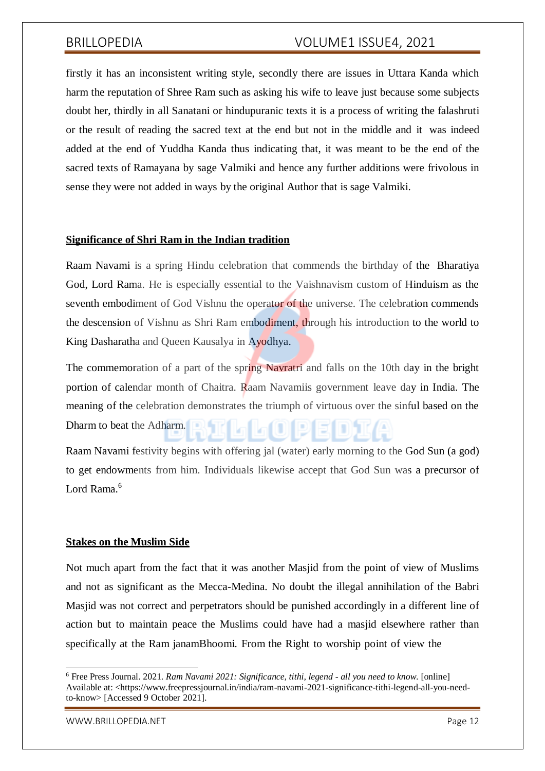firstly it has an inconsistent writing style, secondly there are issues in Uttara Kanda which harm the reputation of Shree Ram such as asking his wife to leave just because some subjects doubt her, thirdly in all Sanatani or hindupuranic texts it is a process of writing the falashruti or the result of reading the sacred text at the end but not in the middle and it was indeed added at the end of Yuddha Kanda thus indicating that, it was meant to be the end of the sacred texts of Ramayana by sage Valmiki and hence any further additions were frivolous in sense they were not added in ways by the original Author that is sage Valmiki.

## Significance of Shri Ram in the Indian tradition

Raam Navami is a spring Hindu celebration that commends the birthday of the Bharatiya God, Lord Rama. He is especially essential to the Vaishnavism custom of Hinduism as the seventh embodiment of God Vishnu the operator of the universe. The celebration commends the descension of Vishnu as Shri Ram embodiment, through his introduction to the world to King Dasharatha and Queen Kausalya in Ayodhya.

The commemoration of a part of the spring Navratri and falls on the 10th day in the bright portion of calendar month of Chaitra. Raam Navamiis government leave day in India. The meaning of the celebration demonstrates the triumph of virtuous over the sinful based on the Dharm to beat the Adharm.

Raam Navami festivity begins with offering jal (water) early morning to the God Sun (a god) to get endowments from him. Individuals likewise accept that God Sun was a precursor of Lord Rama.[6]

## Stakes on the Muslim Side

Not much apart from the fact that it was another Masjid from the point of view of Muslims and not as significant as the Mecca-Medina. No doubt the illegal annihilation of the Babri Masjid was not correct and perpetrators should be punished accordingly in a different line of action but to maintain peace the Muslims could have had a masjid elsewhere rather than specifically at the Ram janamBhoomi. From the Right to worship point of view the

---

[6] Free Press Journal. 2021. *Ram Navami 2021: Significance, tithi, legend - all you need to know.* [online] Available at: <https://www.freepressjournal.in/india/ram-navami-2021-significance-tithi-legend-all-you-need-to-know> [Accessed 9 October 2021].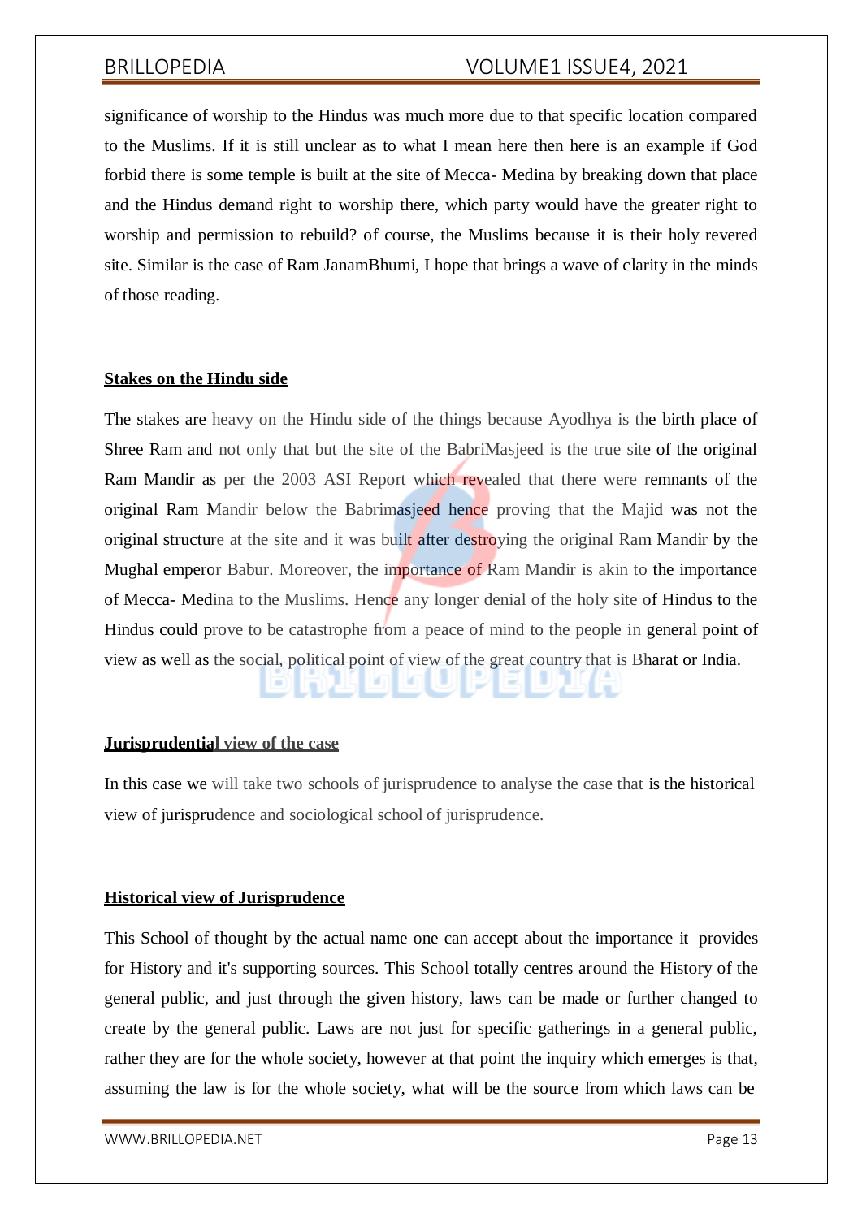significance of worship to the Hindus was much more due to that specific location compared to the Muslims. If it is still unclear as to what I mean here then here is an example if God forbid there is some temple is built at the site of Mecca- Medina by breaking down that place and the Hindus demand right to worship there, which party would have the greater right to worship and permission to rebuild? of course, the Muslims because it is their holy revered site. Similar is the case of Ram JanamBhumi, I hope that brings a wave of clarity in the minds of those reading.

**Stakes on the Hindu side**

The stakes are heavy on the Hindu side of the things because Ayodhya is the birth place of Shree Ram and not only that but the site of the BabriMasjeed is the true site of the original Ram Mandir as per the 2003 ASI Report which revealed that there were remnants of the original Ram Mandir below the Babrimasjeed hence proving that the Majid was not the original structure at the site and it was built after destroying the original Ram Mandir by the Mughal emperor Babur. Moreover, the importance of Ram Mandir is akin to the importance of Mecca- Medina to the Muslims. Hence any longer denial of the holy site of Hindus to the Hindus could prove to be catastrophe from a peace of mind to the people in general point of view as well as the social, political point of view of the great country that is Bharat or India.

**Jurisprudential view of the case**

In this case we will take two schools of jurisprudence to analyse the case that is the historical view of jurisprudence and sociological school of jurisprudence.

**Historical view of Jurisprudence**

This School of thought by the actual name one can accept about the importance it provides for History and it's supporting sources. This School totally centres around the History of the general public, and just through the given history, laws can be made or further changed to create by the general public. Laws are not just for specific gatherings in a general public, rather they are for the whole society, however at that point the inquiry which emerges is that, assuming the law is for the whole society, what will be the source from which laws can be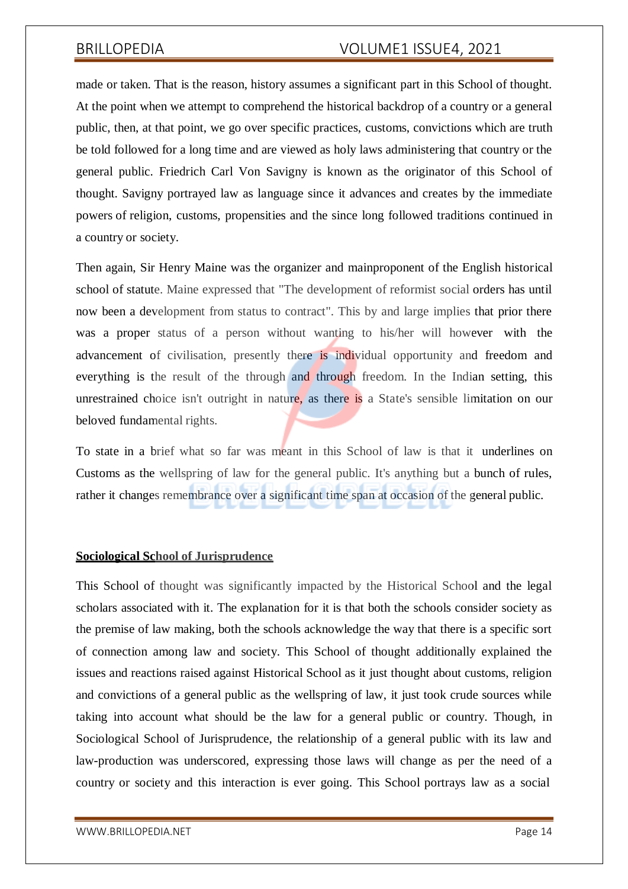made or taken. That is the reason, history assumes a significant part in this School of thought. At the point when we attempt to comprehend the historical backdrop of a country or a general public, then, at that point, we go over specific practices, customs, convictions which are truth be told followed for a long time and are viewed as holy laws administering that country or the general public. Friedrich Carl Von Savigny is known as the originator of this School of thought. Savigny portrayed law as language since it advances and creates by the immediate powers of religion, customs, propensities and the since long followed traditions continued in a country or society.

Then again, Sir Henry Maine was the organizer and mainproponent of the English historical school of statute. Maine expressed that "The development of reformist social orders has until now been a development from status to contract". This by and large implies that prior there was a proper status of a person without wanting to his/her will however with the advancement of civilisation, presently there is individual opportunity and freedom and everything is the result of the through and through freedom. In the Indian setting, this unrestrained choice isn't outright in nature, as there is a State's sensible limitation on our beloved fundamental rights.

To state in a brief what so far was meant in this School of law is that it underlines on Customs as the wellspring of law for the general public. It's anything but a bunch of rules, rather it changes remembrance over a significant time span at occasion of the general public.

**Sociological School of Jurisprudence**

This School of thought was significantly impacted by the Historical School and the legal scholars associated with it. The explanation for it is that both the schools consider society as the premise of law making, both the schools acknowledge the way that there is a specific sort of connection among law and society. This School of thought additionally explained the issues and reactions raised against Historical School as it just thought about customs, religion and convictions of a general public as the wellspring of law, it just took crude sources while taking into account what should be the law for a general public or country. Though, in Sociological School of Jurisprudence, the relationship of a general public with its law and law-production was underscored, expressing those laws will change as per the need of a country or society and this interaction is ever going. This School portrays law as a social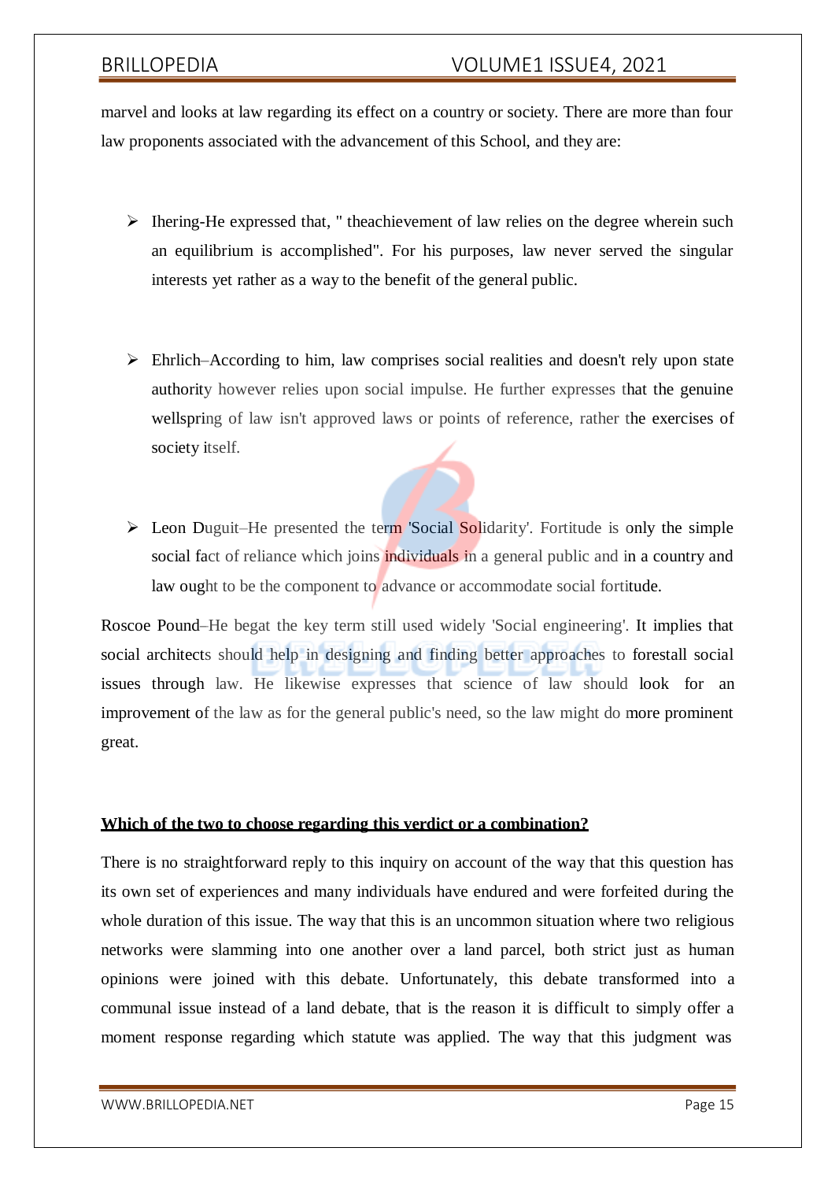marvel and looks at law regarding its effect on a country or society. There are more than four law proponents associated with the advancement of this School, and they are:

- Ihering-He expressed that, " theachievement of law relies on the degree wherein such an equilibrium is accomplished". For his purposes, law never served the singular interests yet rather as a way to the benefit of the general public.

- Ehrlich–According to him, law comprises social realities and doesn't rely upon state authority however relies upon social impulse. He further expresses that the genuine wellspring of law isn't approved laws or points of reference, rather the exercises of society itself.

- Leon Duguit–He presented the term 'Social Solidarity'. Fortitude is only the simple social fact of reliance which joins individuals in a general public and in a country and law ought to be the component to advance or accommodate social fortitude.

Roscoe Pound–He begat the key term still used widely 'Social engineering'. It implies that social architects should help in designing and finding better approaches to forestall social issues through law. He likewise expresses that science of law should look for an improvement of the law as for the general public's need, so the law might do more prominent great.

**Which of the two to choose regarding this verdict or a combination?**

There is no straightforward reply to this inquiry on account of the way that this question has its own set of experiences and many individuals have endured and were forfeited during the whole duration of this issue. The way that this is an uncommon situation where two religious networks were slamming into one another over a land parcel, both strict just as human opinions were joined with this debate. Unfortunately, this debate transformed into a communal issue instead of a land debate, that is the reason it is difficult to simply offer a moment response regarding which statute was applied. The way that this judgment was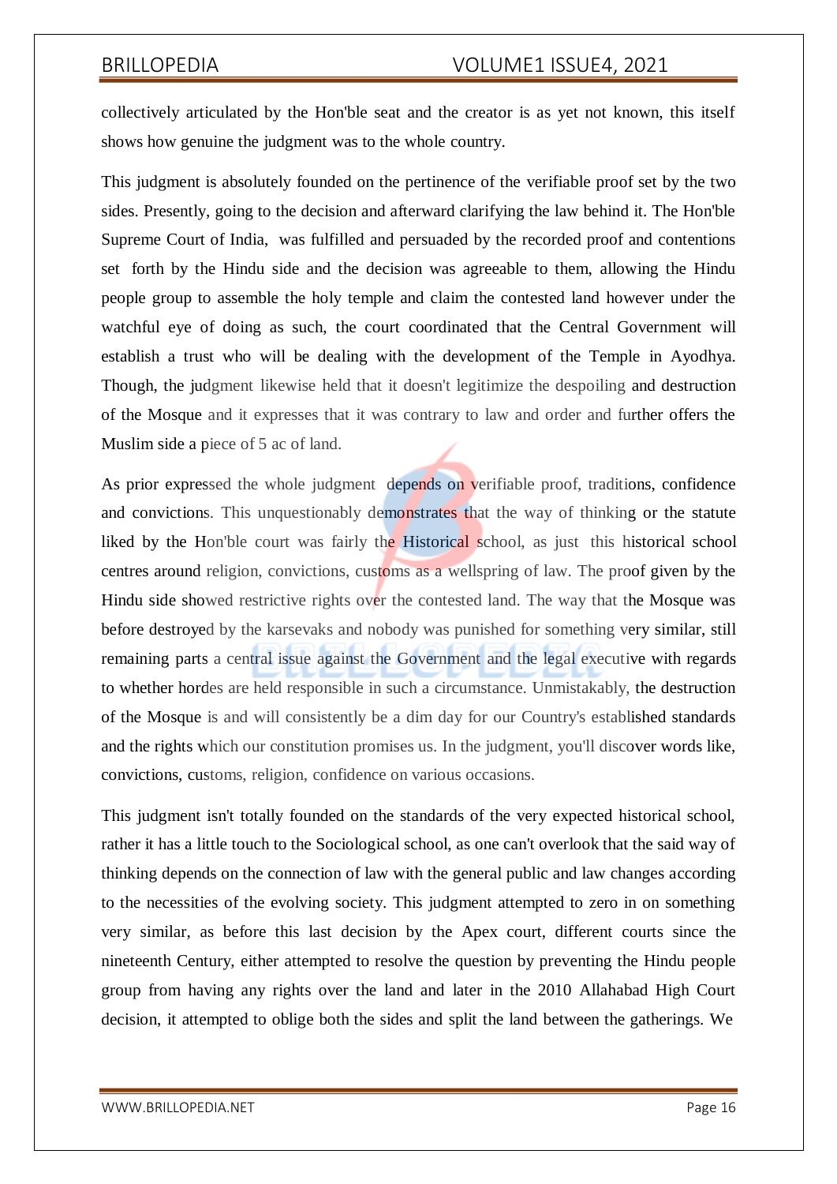collectively articulated by the Hon'ble seat and the creator is as yet not known, this itself shows how genuine the judgment was to the whole country.

This judgment is absolutely founded on the pertinence of the verifiable proof set by the two sides. Presently, going to the decision and afterward clarifying the law behind it. The Hon'ble Supreme Court of India, was fulfilled and persuaded by the recorded proof and contentions set forth by the Hindu side and the decision was agreeable to them, allowing the Hindu people group to assemble the holy temple and claim the contested land however under the watchful eye of doing as such, the court coordinated that the Central Government will establish a trust who will be dealing with the development of the Temple in Ayodhya. Though, the judgment likewise held that it doesn't legitimize the despoiling and destruction of the Mosque and it expresses that it was contrary to law and order and further offers the Muslim side a piece of 5 ac of land.

As prior expressed the whole judgment depends on verifiable proof, traditions, confidence and convictions. This unquestionably demonstrates that the way of thinking or the statute liked by the Hon'ble court was fairly the Historical school, as just this historical school centres around religion, convictions, customs as a wellspring of law. The proof given by the Hindu side showed restrictive rights over the contested land. The way that the Mosque was before destroyed by the karsevaks and nobody was punished for something very similar, still remaining parts a central issue against the Government and the legal executive with regards to whether hordes are held responsible in such a circumstance. Unmistakably, the destruction of the Mosque is and will consistently be a dim day for our Country's established standards and the rights which our constitution promises us. In the judgment, you'll discover words like, convictions, customs, religion, confidence on various occasions.

This judgment isn't totally founded on the standards of the very expected historical school, rather it has a little touch to the Sociological school, as one can't overlook that the said way of thinking depends on the connection of law with the general public and law changes according to the necessities of the evolving society. This judgment attempted to zero in on something very similar, as before this last decision by the Apex court, different courts since the nineteenth Century, either attempted to resolve the question by preventing the Hindu people group from having any rights over the land and later in the 2010 Allahabad High Court decision, it attempted to oblige both the sides and split the land between the gatherings. We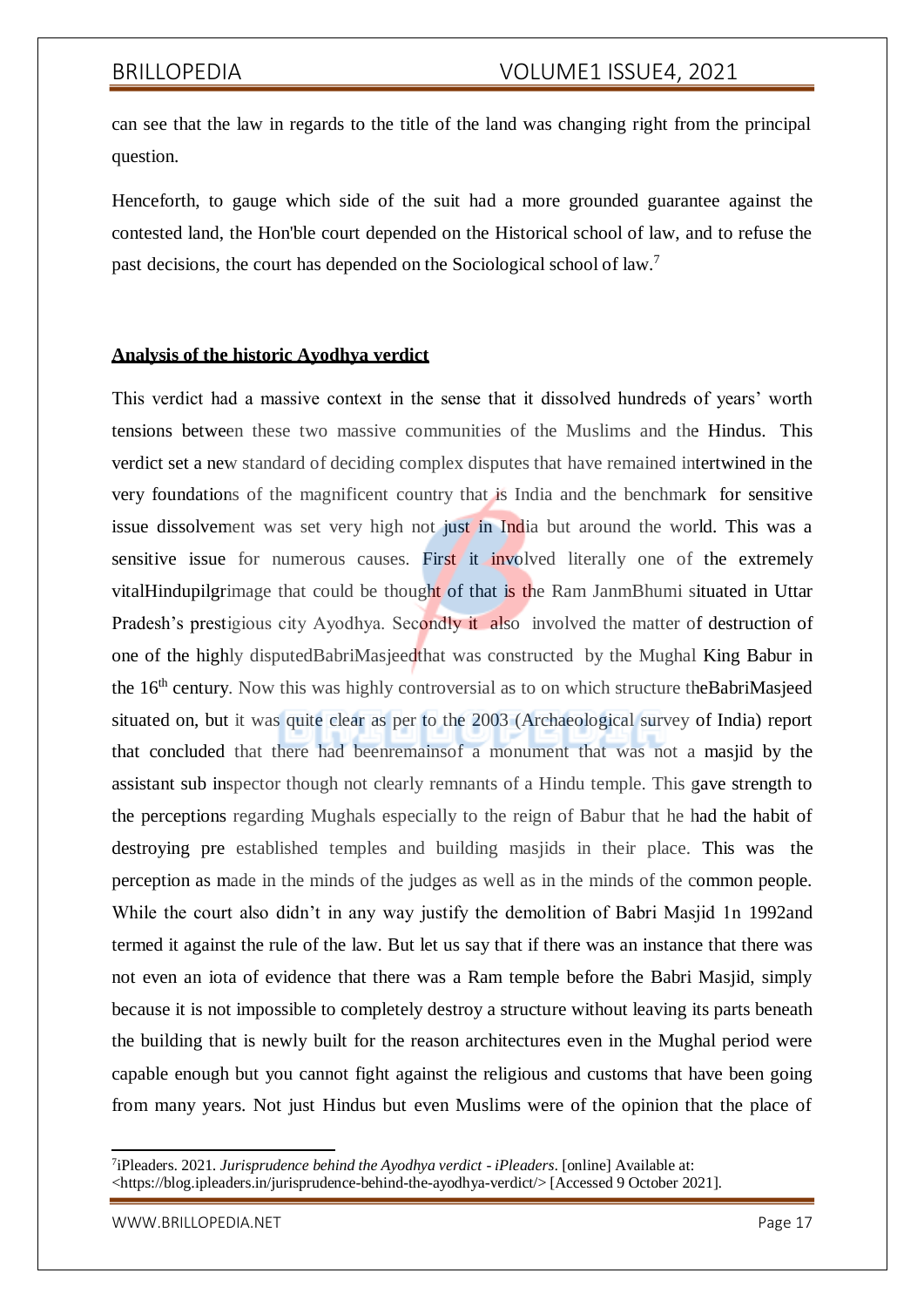can see that the law in regards to the title of the land was changing right from the principal question.

Henceforth, to gauge which side of the suit had a more grounded guarantee against the contested land, the Hon'ble court depended on the Historical school of law, and to refuse the past decisions, the court has depended on the Sociological school of law.[7]

## Analysis of the historic Ayodhya verdict

This verdict had a massive context in the sense that it dissolved hundreds of years' worth tensions between these two massive communities of the Muslims and the Hindus. This verdict set a new standard of deciding complex disputes that have remained intertwined in the very foundations of the magnificent country that is India and the benchmark for sensitive issue dissolvement was set very high not just in India but around the world. This was a sensitive issue for numerous causes. First it involved literally one of the extremely vitalHindupilgrimage that could be thought of that is the Ram JanmBhumi situated in Uttar Pradesh's prestigious city Ayodhya. Secondly it also involved the matter of destruction of one of the highly disputedBabriMasjeedthat was constructed by the Mughal King Babur in the 16th century. Now this was highly controversial as to on which structure theBabriMasjeed situated on, but it was quite clear as per to the 2003 (Archaeological survey of India) report that concluded that there had beenremainsof a monument that was not a masjid by the assistant sub inspector though not clearly remnants of a Hindu temple. This gave strength to the perceptions regarding Mughals especially to the reign of Babur that he had the habit of destroying pre established temples and building masjids in their place. This was the perception as made in the minds of the judges as well as in the minds of the common people. While the court also didn't in any way justify the demolition of Babri Masjid 1n 1992and termed it against the rule of the law. But let us say that if there was an instance that there was not even an iota of evidence that there was a Ram temple before the Babri Masjid, simply because it is not impossible to completely destroy a structure without leaving its parts beneath the building that is newly built for the reason architectures even in the Mughal period were capable enough but you cannot fight against the religious and customs that have been going from many years. Not just Hindus but even Muslims were of the opinion that the place of

---

[7] iPleaders. 2021. *Jurisprudence behind the Ayodhya verdict - iPleaders*. [online] Available at: <https://blog.ipleaders.in/jurisprudence-behind-the-ayodhya-verdict/> [Accessed 9 October 2021].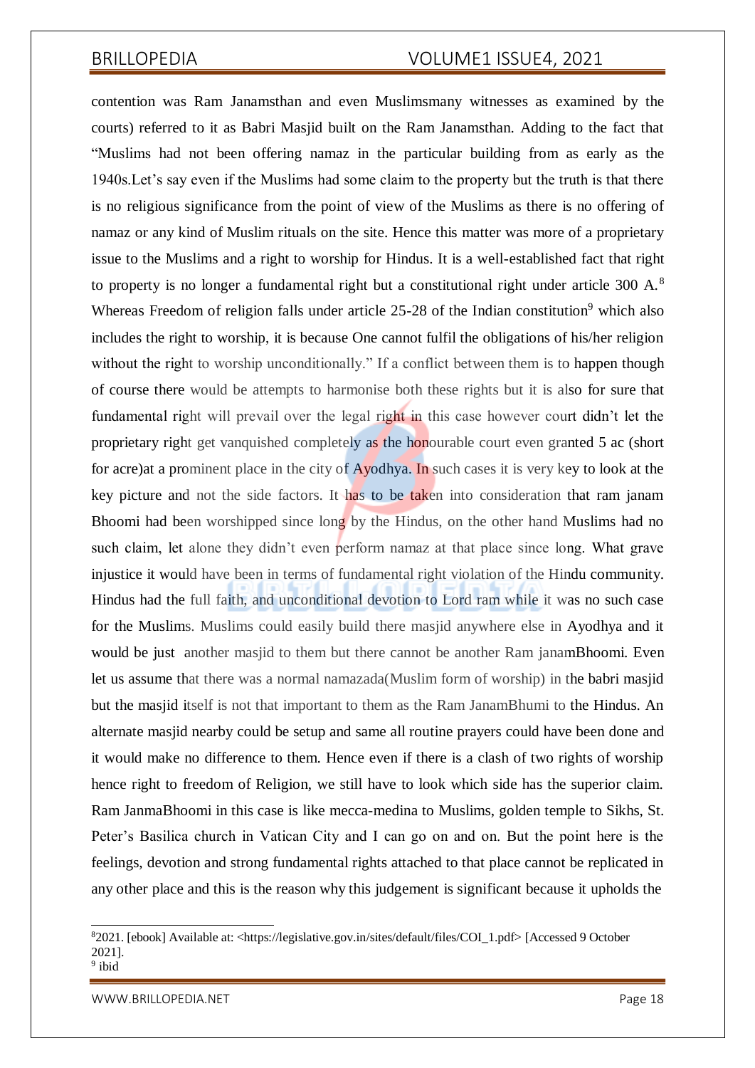contention was Ram Janamsthan and even Muslimsmany witnesses as examined by the courts) referred to it as Babri Masjid built on the Ram Janamsthan. Adding to the fact that "Muslims had not been offering namaz in the particular building from as early as the 1940s.Let's say even if the Muslims had some claim to the property but the truth is that there is no religious significance from the point of view of the Muslims as there is no offering of namaz or any kind of Muslim rituals on the site. Hence this matter was more of a proprietary issue to the Muslims and a right to worship for Hindus. It is a well-established fact that right to property is no longer a fundamental right but a constitutional right under article 300 A.[8] Whereas Freedom of religion falls under article 25-28 of the Indian constitution[9] which also includes the right to worship, it is because One cannot fulfil the obligations of his/her religion without the right to worship unconditionally." If a conflict between them is to happen though of course there would be attempts to harmonise both these rights but it is also for sure that fundamental right will prevail over the legal right in this case however court didn't let the proprietary right get vanquished completely as the honourable court even granted 5 ac (short for acre)at a prominent place in the city of Ayodhya. In such cases it is very key to look at the key picture and not the side factors. It has to be taken into consideration that ram janam Bhoomi had been worshipped since long by the Hindus, on the other hand Muslims had no such claim, let alone they didn't even perform namaz at that place since long. What grave injustice it would have been in terms of fundamental right violation of the Hindu community. Hindus had the full faith, and unconditional devotion to Lord ram while it was no such case for the Muslims. Muslims could easily build there masjid anywhere else in Ayodhya and it would be just another masjid to them but there cannot be another Ram janamBhoomi. Even let us assume that there was a normal namazada(Muslim form of worship) in the babri masjid but the masjid itself is not that important to them as the Ram JanamBhumi to the Hindus. An alternate masjid nearby could be setup and same all routine prayers could have been done and it would make no difference to them. Hence even if there is a clash of two rights of worship hence right to freedom of Religion, we still have to look which side has the superior claim. Ram JanmaBhoomi in this case is like mecca-medina to Muslims, golden temple to Sikhs, St. Peter's Basilica church in Vatican City and I can go on and on. But the point here is the feelings, devotion and strong fundamental rights attached to that place cannot be replicated in any other place and this is the reason why this judgement is significant because it upholds the

---

[8] 2021. [ebook] Available at: <https://legislative.gov.in/sites/default/files/COI_1.pdf> [Accessed 9 October 2021].

[9] ibid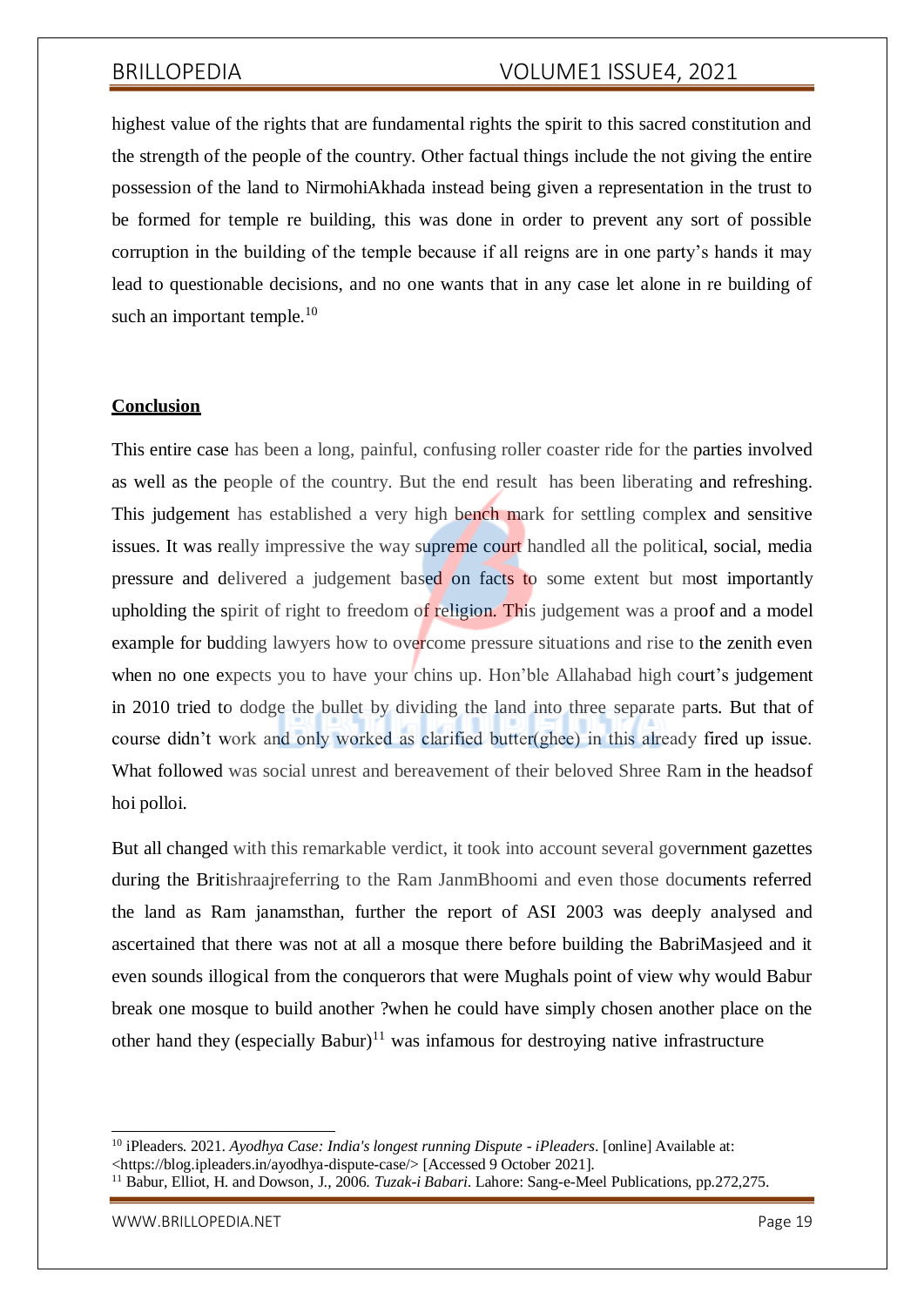highest value of the rights that are fundamental rights the spirit to this sacred constitution and the strength of the people of the country. Other factual things include the not giving the entire possession of the land to NirmohiAkhada instead being given a representation in the trust to be formed for temple re building, this was done in order to prevent any sort of possible corruption in the building of the temple because if all reigns are in one party's hands it may lead to questionable decisions, and no one wants that in any case let alone in re building of such an important temple.[10]

## Conclusion

This entire case has been a long, painful, confusing roller coaster ride for the parties involved as well as the people of the country. But the end result has been liberating and refreshing. This judgement has established a very high bench mark for settling complex and sensitive issues. It was really impressive the way supreme court handled all the political, social, media pressure and delivered a judgement based on facts to some extent but most importantly upholding the spirit of right to freedom of religion. This judgement was a proof and a model example for budding lawyers how to overcome pressure situations and rise to the zenith even when no one expects you to have your chins up. Hon'ble Allahabad high court's judgement in 2010 tried to dodge the bullet by dividing the land into three separate parts. But that of course didn't work and only worked as clarified butter(ghee) in this already fired up issue. What followed was social unrest and bereavement of their beloved Shree Ram in the headsof hoi polloi.

But all changed with this remarkable verdict, it took into account several government gazettes during the Britishraajreferring to the Ram JanmBhoomi and even those documents referred the land as Ram janamsthan, further the report of ASI 2003 was deeply analysed and ascertained that there was not at all a mosque there before building the BabriMasjeed and it even sounds illogical from the conquerors that were Mughals point of view why would Babur break one mosque to build another ?when he could have simply chosen another place on the other hand they (especially Babur)[11] was infamous for destroying native infrastructure

---

[10] iPleaders. 2021. *Ayodhya Case: India's longest running Dispute - iPleaders*. [online] Available at: <https://blog.ipleaders.in/ayodhya-dispute-case/> [Accessed 9 October 2021].

[11] Babur, Elliot, H. and Dowson, J., 2006. *Tuzak-i Babari*. Lahore: Sang-e-Meel Publications, pp.272,275.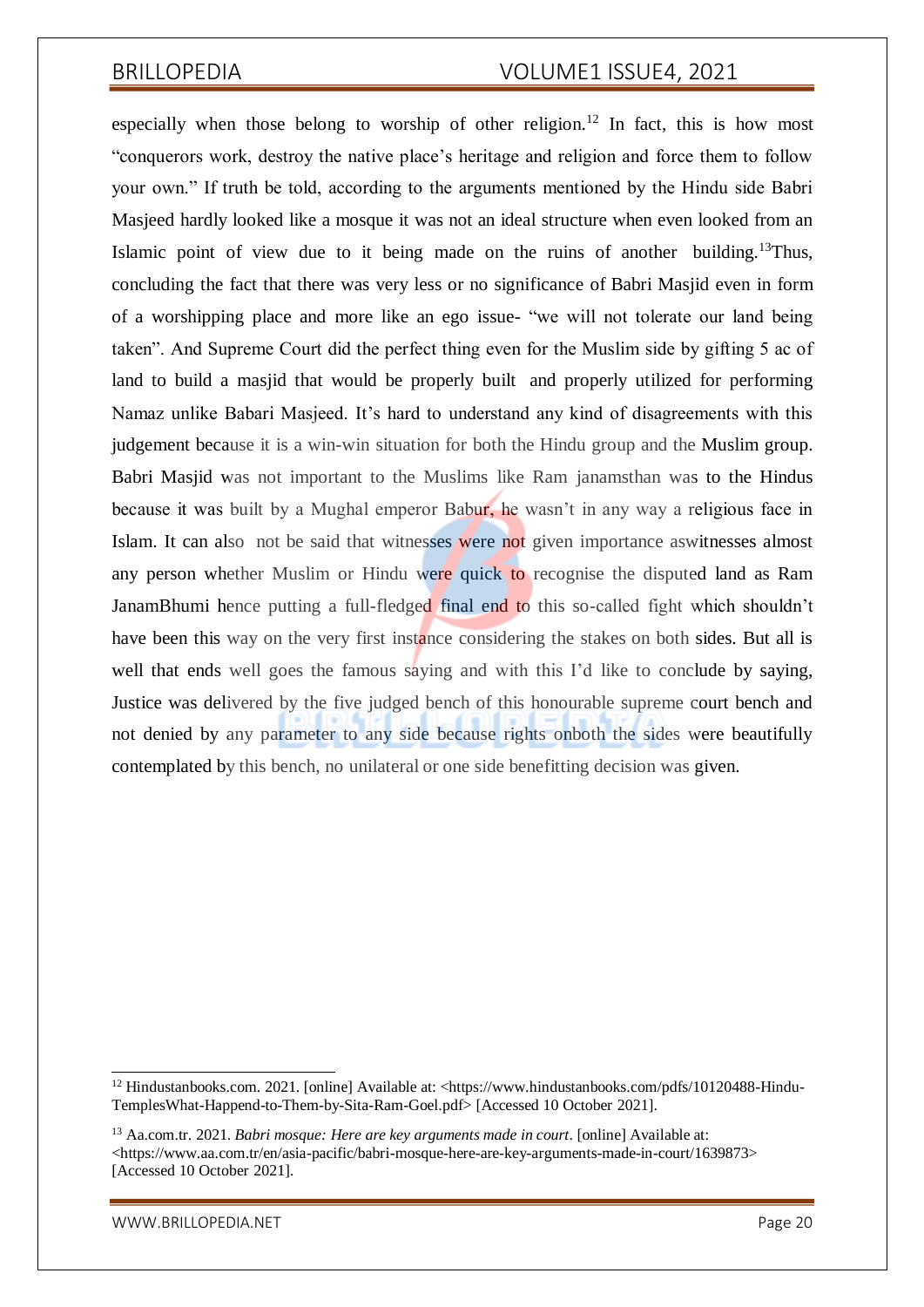especially when those belong to worship of other religion.[12] In fact, this is how most "conquerors work, destroy the native place's heritage and religion and force them to follow your own." If truth be told, according to the arguments mentioned by the Hindu side Babri Masjeed hardly looked like a mosque it was not an ideal structure when even looked from an Islamic point of view due to it being made on the ruins of another building.[13]Thus, concluding the fact that there was very less or no significance of Babri Masjid even in form of a worshipping place and more like an ego issue- "we will not tolerate our land being taken". And Supreme Court did the perfect thing even for the Muslim side by gifting 5 ac of land to build a masjid that would be properly built and properly utilized for performing Namaz unlike Babari Masjeed. It's hard to understand any kind of disagreements with this judgement because it is a win-win situation for both the Hindu group and the Muslim group. Babri Masjid was not important to the Muslims like Ram janamsthan was to the Hindus because it was built by a Mughal emperor Babur, he wasn't in any way a religious face in Islam. It can also not be said that witnesses were not given importance aswitnesses almost any person whether Muslim or Hindu were quick to recognise the disputed land as Ram JanamBhumi hence putting a full-fledged final end to this so-called fight which shouldn't have been this way on the very first instance considering the stakes on both sides. But all is well that ends well goes the famous saying and with this I'd like to conclude by saying, Justice was delivered by the five judged bench of this honourable supreme court bench and not denied by any parameter to any side because rights onboth the sides were beautifully contemplated by this bench, no unilateral or one side benefitting decision was given.

---

[12] Hindustanbooks.com. 2021. [online] Available at: <https://www.hindustanbooks.com/pdfs/10120488-Hindu-TemplesWhat-Happend-to-Them-by-Sita-Ram-Goel.pdf> [Accessed 10 October 2021].

[13] Aa.com.tr. 2021. *Babri mosque: Here are key arguments made in court*. [online] Available at: <https://www.aa.com.tr/en/asia-pacific/babri-mosque-here-are-key-arguments-made-in-court/1639873> [Accessed 10 October 2021].